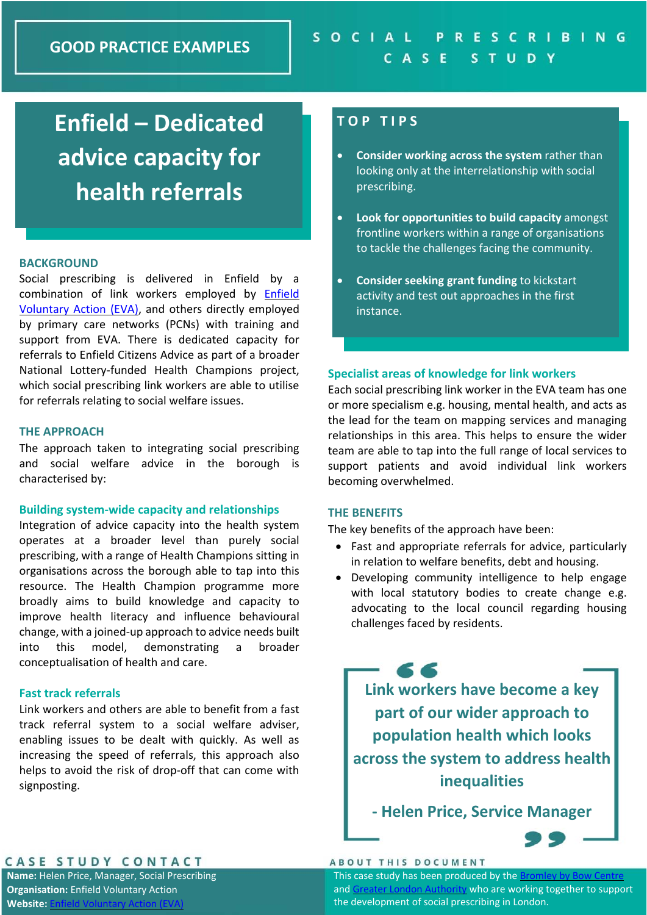GOOD PRACTICE EXAMPLES

SOCIAL PRESCRIBING CASE STUDY

# Enfield – Dedicated advice capacity for health referrals

## BACKGROUND

Social prescribing is delivered in Enfield by a combination of link workers employed by [Enfield Voluntary Action (EVA)](), and others directly employed by primary care networks (PCNs) with training and support from EVA. There is dedicated capacity for referrals to Enfield Citizens Advice as part of a broader National Lottery-funded Health Champions project, which social prescribing link workers are able to utilise for referrals relating to social welfare issues.

## THE APPROACH

The approach taken to integrating social prescribing and social welfare advice in the borough is characterised by:

### Building system-wide capacity and relationships

Integration of advice capacity into the health system operates at a broader level than purely social prescribing, with a range of Health Champions sitting in organisations across the borough able to tap into this resource. The Health Champion programme more broadly aims to build knowledge and capacity to improve health literacy and influence behavioural change, with a joined-up approach to advice needs built into this model, demonstrating a broader conceptualisation of health and care.

### Fast track referrals

Link workers and others are able to benefit from a fast track referral system to a social welfare adviser, enabling issues to be dealt with quickly. As well as increasing the speed of referrals, this approach also helps to avoid the risk of drop-off that can come with signposting.

## TOP TIPS

- **Consider working across the system** rather than looking only at the interrelationship with social prescribing.
- **Look for opportunities to build capacity** amongst frontline workers within a range of organisations to tackle the challenges facing the community.
- **Consider seeking grant funding** to kickstart activity and test out approaches in the first instance.

### Specialist areas of knowledge for link workers

Each social prescribing link worker in the EVA team has one or more specialism e.g. housing, mental health, and acts as the lead for the team on mapping services and managing relationships in this area. This helps to ensure the wider team are able to tap into the full range of local services to support patients and avoid individual link workers becoming overwhelmed.

## THE BENEFITS

The key benefits of the approach have been:

- Fast and appropriate referrals for advice, particularly in relation to welfare benefits, debt and housing.
- Developing community intelligence to help engage with local statutory bodies to create change e.g. advocating to the local council regarding housing challenges faced by residents.

> **Link workers have become a key part of our wider approach to population health which looks across the system to address health inequalities**
>
> **- Helen Price, Service Manager**

## CASE STUDY CONTACT

**Name:** Helen Price, Manager, Social Prescribing
**Organisation:** Enfield Voluntary Action
**Website:** [Enfield Voluntary Action (EVA)]()

## ABOUT THIS DOCUMENT

This case study has been produced by the [Bromley by Bow Centre]() and [Greater London Authority]() who are working together to support the development of social prescribing in London.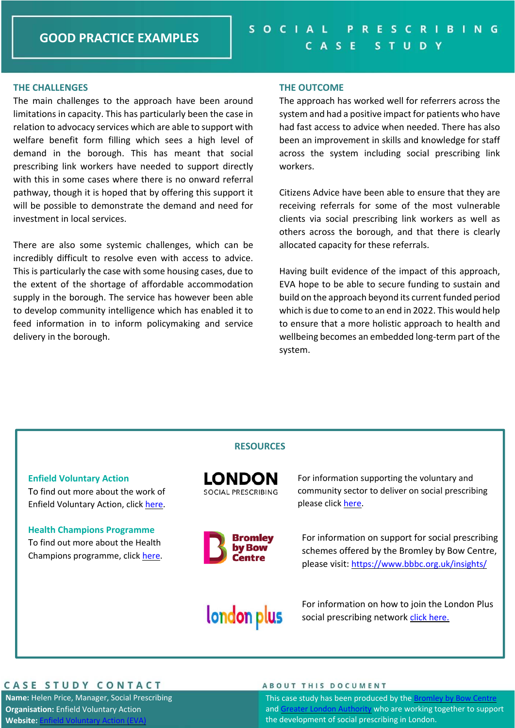GOOD PRACTICE EXAMPLES

SOCIAL PRESCRIBING CASE STUDY

## THE CHALLENGES

The main challenges to the approach have been around limitations in capacity. This has particularly been the case in relation to advocacy services which are able to support with welfare benefit form filling which sees a high level of demand in the borough. This has meant that social prescribing link workers have needed to support directly with this in some cases where there is no onward referral pathway, though it is hoped that by offering this support it will be possible to demonstrate the demand and need for investment in local services.

There are also some systemic challenges, which can be incredibly difficult to resolve even with access to advice. This is particularly the case with some housing cases, due to the extent of the shortage of affordable accommodation supply in the borough. The service has however been able to develop community intelligence which has enabled it to feed information in to inform policymaking and service delivery in the borough.

## THE OUTCOME

The approach has worked well for referrers across the system and had a positive impact for patients who have had fast access to advice when needed. There has also been an improvement in skills and knowledge for staff across the system including social prescribing link workers.

Citizens Advice have been able to ensure that they are receiving referrals for some of the most vulnerable clients via social prescribing link workers as well as others across the borough, and that there is clearly allocated capacity for these referrals.

Having built evidence of the impact of this approach, EVA hope to be able to secure funding to sustain and build on the approach beyond its current funded period which is due to come to an end in 2022. This would help to ensure that a more holistic approach to health and wellbeing becomes an embedded long-term part of the system.

## RESOURCES

**Enfield Voluntary Action**
To find out more about the work of Enfield Voluntary Action, click here.

**Health Champions Programme**
To find out more about the Health Champions programme, click here.

LONDON SOCIAL PRESCRIBING

For information supporting the voluntary and community sector to deliver on social prescribing please click here.

Bromley by Bow Centre

For information on support for social prescribing schemes offered by the Bromley by Bow Centre, please visit: https://www.bbbc.org.uk/insights/

london plus

For information on how to join the London Plus social prescribing network click here.

## CASE STUDY CONTACT

**Name:** Helen Price, Manager, Social Prescribing
**Organisation:** Enfield Voluntary Action
**Website:** Enfield Voluntary Action (EVA)

## ABOUT THIS DOCUMENT

This case study has been produced by the Bromley by Bow Centre and Greater London Authority who are working together to support the development of social prescribing in London.